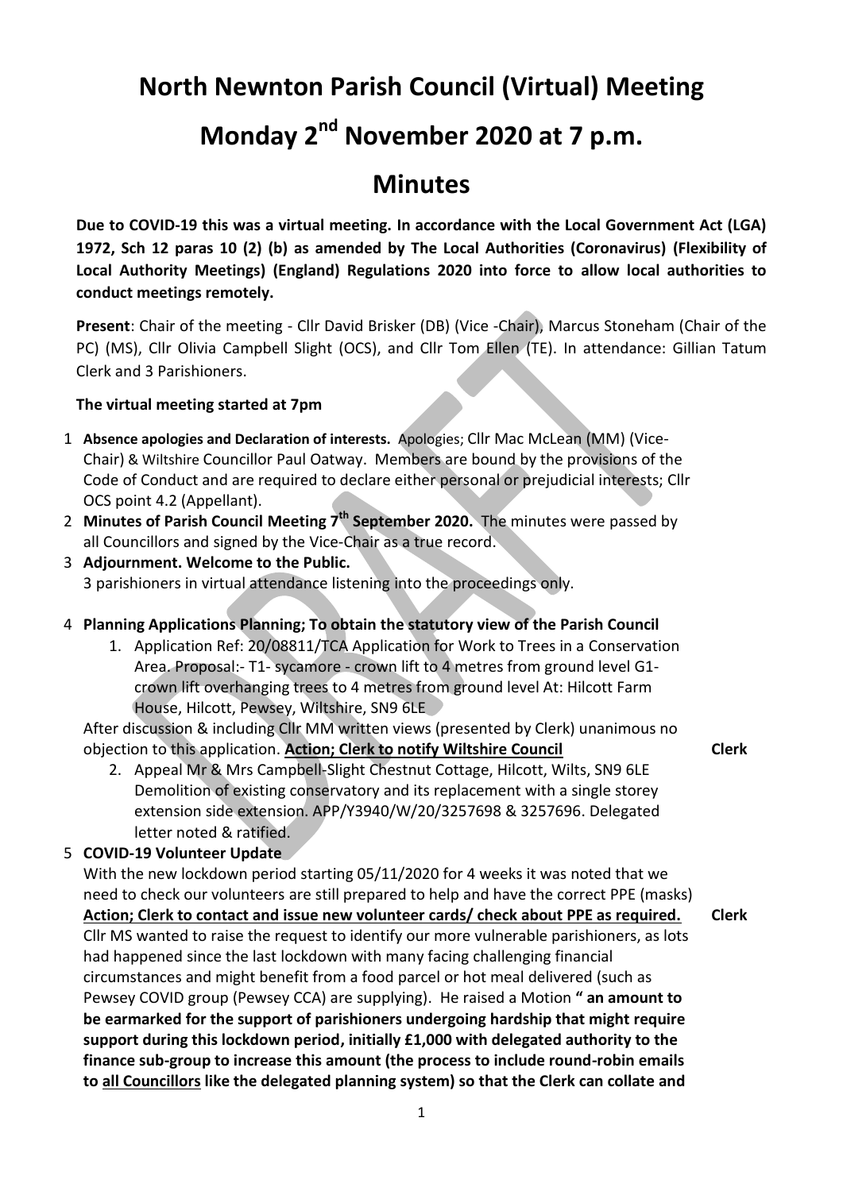# North Newnton Parish Council (Virtual) Meeting

# Monday 2nd November 2020 at 7 p.m.

# Minutes

**Due to COVID-19 this was a virtual meeting. In accordance with the Local Government Act (LGA) 1972, Sch 12 paras 10 (2) (b) as amended by The Local Authorities (Coronavirus) (Flexibility of Local Authority Meetings) (England) Regulations 2020 into force to allow local authorities to conduct meetings remotely.**

**Present**: Chair of the meeting - Cllr David Brisker (DB) (Vice -Chair), Marcus Stoneham (Chair of the PC) (MS), Cllr Olivia Campbell Slight (OCS), and Cllr Tom Ellen (TE). In attendance: Gillian Tatum Clerk and 3 Parishioners.

**The virtual meeting started at 7pm**

1. **Absence apologies and Declaration of interests.** Apologies; Cllr Mac McLean (MM) (Vice-Chair) & Wiltshire Councillor Paul Oatway. Members are bound by the provisions of the Code of Conduct and are required to declare either personal or prejudicial interests; Cllr OCS point 4.2 (Appellant).
2. **Minutes of Parish Council Meeting 7th September 2020.** The minutes were passed by all Councillors and signed by the Vice-Chair as a true record.
3. **Adjournment. Welcome to the Public.**
   3 parishioners in virtual attendance listening into the proceedings only.
4. **Planning Applications Planning; To obtain the statutory view of the Parish Council**
   1. Application Ref: 20/08811/TCA Application for Work to Trees in a Conservation Area. Proposal:- T1- sycamore - crown lift to 4 metres from ground level G1- crown lift overhanging trees to 4 metres from ground level At: Hilcott Farm House, Hilcott, Pewsey, Wiltshire, SN9 6LE

   After discussion & including Cllr MM written views (presented by Clerk) unanimous no objection to this application. **<u>Action; Clerk to notify Wiltshire Council</u>** **Clerk**

   2. Appeal Mr & Mrs Campbell-Slight Chestnut Cottage, Hilcott, Wilts, SN9 6LE Demolition of existing conservatory and its replacement with a single storey extension side extension. APP/Y3940/W/20/3257698 & 3257696. Delegated letter noted & ratified.
5. **COVID-19 Volunteer Update**

   With the new lockdown period starting 05/11/2020 for 4 weeks it was noted that we need to check our volunteers are still prepared to help and have the correct PPE (masks)
   **<u>Action; Clerk to contact and issue new volunteer cards/ check about PPE as required.</u>** **Clerk**
   Cllr MS wanted to raise the request to identify our more vulnerable parishioners, as lots had happened since the last lockdown with many facing challenging financial circumstances and might benefit from a food parcel or hot meal delivered (such as Pewsey COVID group (Pewsey CCA) are supplying). He raised a Motion **" an amount to be earmarked for the support of parishioners undergoing hardship that might require support during this lockdown period, initially £1,000 with delegated authority to the finance sub-group to increase this amount (the process to include round-robin emails to <u>all Councillors</u> like the delegated planning system) so that the Clerk can collate and**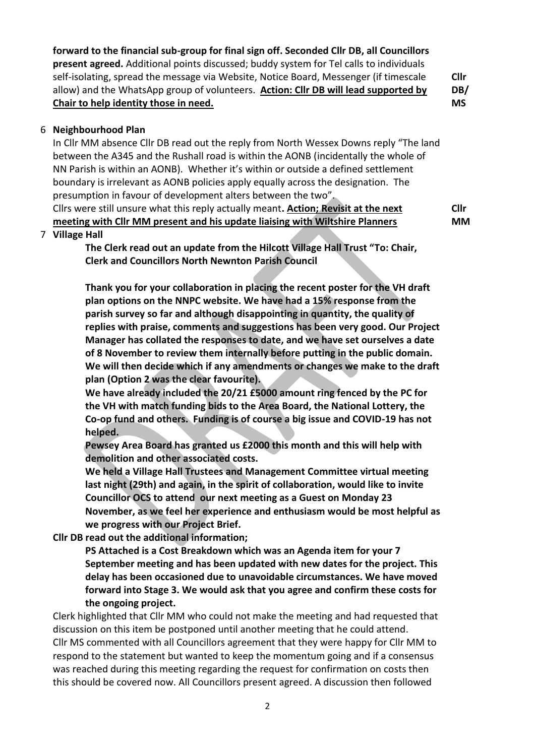**forward to the financial sub-group for final sign off. Seconded Cllr DB, all Councillors present agreed.** Additional points discussed; buddy system for Tel calls to individuals self-isolating, spread the message via Website, Notice Board, Messenger (if timescale allow) and the WhatsApp group of volunteers. **Action: Cllr DB will lead supported by Chair to help identity those in need.** **Cllr DB/ MS**

6 **Neighbourhood Plan**

In Cllr MM absence Cllr DB read out the reply from North Wessex Downs reply "The land between the A345 and the Rushall road is within the AONB (incidentally the whole of NN Parish is within an AONB). Whether it's within or outside a defined settlement boundary is irrelevant as AONB policies apply equally across the designation. The presumption in favour of development alters between the two".

Cllrs were still unsure what this reply actually meant**. Action; Revisit at the next meeting with Cllr MM present and his update liaising with Wiltshire Planners** **Cllr MM**

7 **Village Hall**

> **The Clerk read out an update from the Hilcott Village Hall Trust "To: Chair, Clerk and Councillors North Newnton Parish Council**
>
> **Thank you for your collaboration in placing the recent poster for the VH draft plan options on the NNPC website. We have had a 15% response from the parish survey so far and although disappointing in quantity, the quality of replies with praise, comments and suggestions has been very good. Our Project Manager has collated the responses to date, and we have set ourselves a date of 8 November to review them internally before putting in the public domain. We will then decide which if any amendments or changes we make to the draft plan (Option 2 was the clear favourite).**
>
> **We have already included the 20/21 £5000 amount ring fenced by the PC for the VH with match funding bids to the Area Board, the National Lottery, the Co-op fund and others. Funding is of course a big issue and COVID-19 has not helped.**
>
> **Pewsey Area Board has granted us £2000 this month and this will help with demolition and other associated costs.**
>
> **We held a Village Hall Trustees and Management Committee virtual meeting last night (29th) and again, in the spirit of collaboration, would like to invite Councillor OCS to attend our next meeting as a Guest on Monday 23 November, as we feel her experience and enthusiasm would be most helpful as we progress with our Project Brief.**

**Cllr DB read out the additional information;**

> **PS Attached is a Cost Breakdown which was an Agenda item for your 7 September meeting and has been updated with new dates for the project. This delay has been occasioned due to unavoidable circumstances. We have moved forward into Stage 3. We would ask that you agree and confirm these costs for the ongoing project.**

Clerk highlighted that Cllr MM who could not make the meeting and had requested that discussion on this item be postponed until another meeting that he could attend. Cllr MS commented with all Councillors agreement that they were happy for Cllr MM to respond to the statement but wanted to keep the momentum going and if a consensus was reached during this meeting regarding the request for confirmation on costs then this should be covered now. All Councillors present agreed. A discussion then followed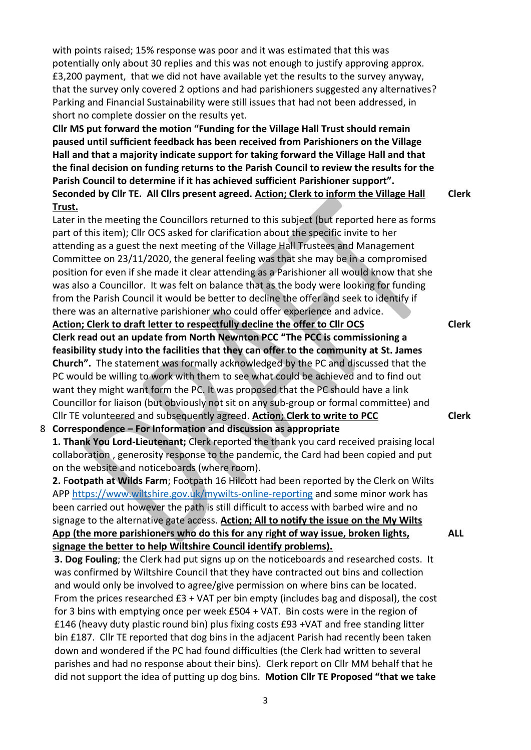with points raised; 15% response was poor and it was estimated that this was potentially only about 30 replies and this was not enough to justify approving approx. £3,200 payment, that we did not have available yet the results to the survey anyway, that the survey only covered 2 options and had parishioners suggested any alternatives? Parking and Financial Sustainability were still issues that had not been addressed, in short no complete dossier on the results yet.

**Cllr MS put forward the motion "Funding for the Village Hall Trust should remain paused until sufficient feedback has been received from Parishioners on the Village Hall and that a majority indicate support for taking forward the Village Hall and that the final decision on funding returns to the Parish Council to review the results for the Parish Council to determine if it has achieved sufficient Parishioner support". Seconded by Cllr TE. All Cllrs present agreed. Action; Clerk to inform the Village Hall Trust.** — **Clerk**

Later in the meeting the Councillors returned to this subject (but reported here as forms part of this item); Cllr OCS asked for clarification about the specific invite to her attending as a guest the next meeting of the Village Hall Trustees and Management Committee on 23/11/2020, the general feeling was that she may be in a compromised position for even if she made it clear attending as a Parishioner all would know that she was also a Councillor. It was felt on balance that as the body were looking for funding from the Parish Council it would be better to decline the offer and seek to identify if there was an alternative parishioner who could offer experience and advice.

**Action; Clerk to draft letter to respectfully decline the offer to Cllr OCS** — **Clerk**

**Clerk read out an update from North Newnton PCC "The PCC is commissioning a feasibility study into the facilities that they can offer to the community at St. James Church".** The statement was formally acknowledged by the PC and discussed that the PC would be willing to work with them to see what could be achieved and to find out want they might want form the PC. It was proposed that the PC should have a link Councillor for liaison (but obviously not sit on any sub-group or formal committee) and Cllr TE volunteered and subsequently agreed. **Action; Clerk to write to PCC** — **Clerk**

8 **Correspondence – For Information and discussion as appropriate**

**1. Thank You Lord-Lieutenant;** Clerk reported the thank you card received praising local collaboration , generosity response to the pandemic, the Card had been copied and put on the website and noticeboards (where room).

**2.** F**ootpath at Wilds Farm**; Footpath 16 Hilcott had been reported by the Clerk on Wilts APP https://www.wiltshire.gov.uk/mywilts-online-reporting and some minor work has been carried out however the path is still difficult to access with barbed wire and no signage to the alternative gate access. **Action; All to notify the issue on the My Wilts App (the more parishioners who do this for any right of way issue, broken lights, signage the better to help Wiltshire Council identify problems).** — **ALL**

**3. Dog Fouling**; the Clerk had put signs up on the noticeboards and researched costs. It was confirmed by Wiltshire Council that they have contracted out bins and collection and would only be involved to agree/give permission on where bins can be located. From the prices researched £3 + VAT per bin empty (includes bag and disposal), the cost for 3 bins with emptying once per week £504 + VAT. Bin costs were in the region of £146 (heavy duty plastic round bin) plus fixing costs £93 +VAT and free standing litter bin £187. Cllr TE reported that dog bins in the adjacent Parish had recently been taken down and wondered if the PC had found difficulties (the Clerk had written to several parishes and had no response about their bins). Clerk report on Cllr MM behalf that he did not support the idea of putting up dog bins. **Motion Cllr TE Proposed "that we take**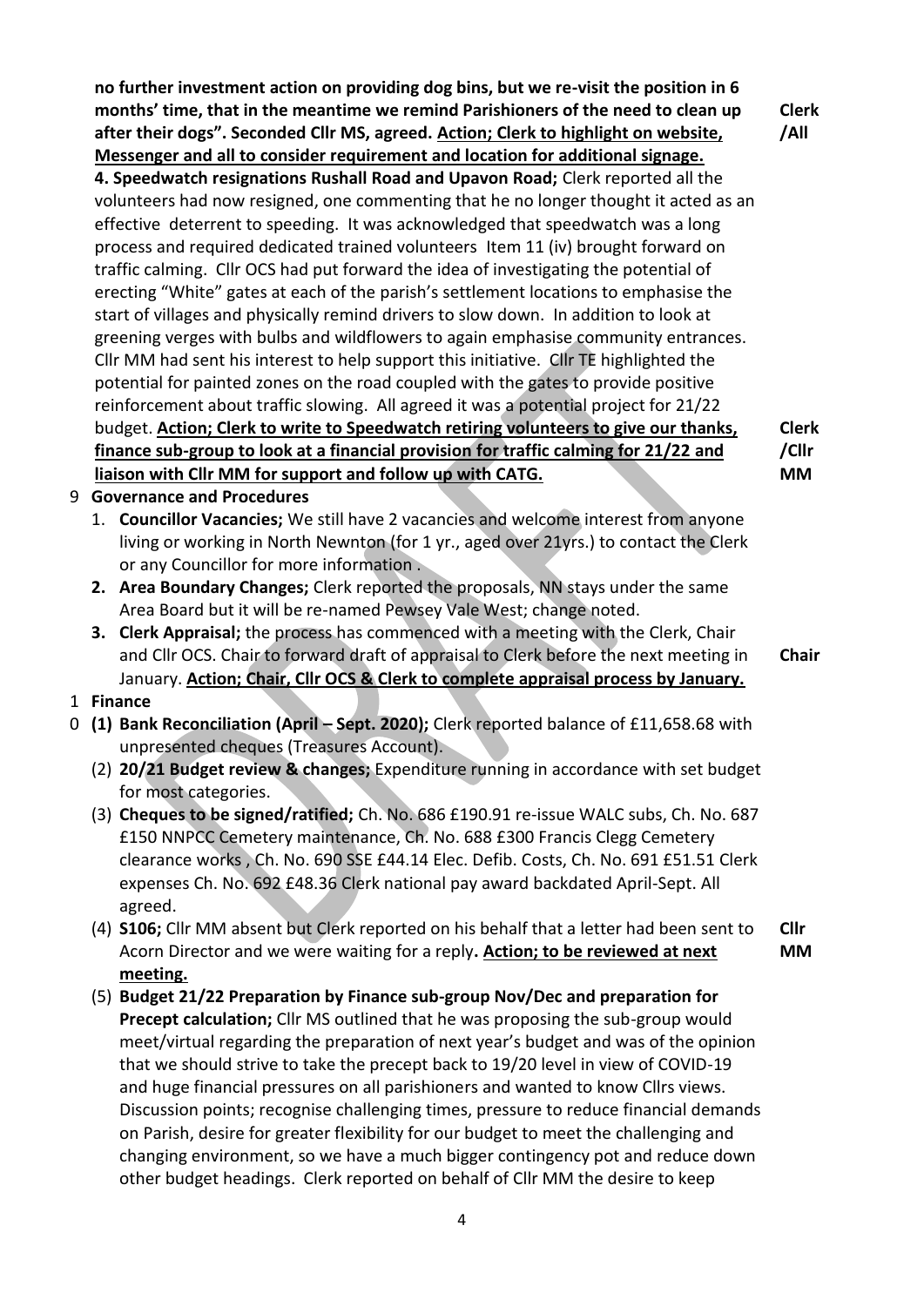**no further investment action on providing dog bins, but we re-visit the position in 6 months' time, that in the meantime we remind Parishioners of the need to clean up after their dogs". Seconded Cllr MS, agreed. <u>Action; Clerk to highlight on website, Messenger and all to consider requirement and location for additional signage.</u>** **Clerk /All**

**4. Speedwatch resignations Rushall Road and Upavon Road;** Clerk reported all the volunteers had now resigned, one commenting that he no longer thought it acted as an effective deterrent to speeding. It was acknowledged that speedwatch was a long process and required dedicated trained volunteers Item 11 (iv) brought forward on traffic calming. Cllr OCS had put forward the idea of investigating the potential of erecting "White" gates at each of the parish's settlement locations to emphasise the start of villages and physically remind drivers to slow down. In addition to look at greening verges with bulbs and wildflowers to again emphasise community entrances. Cllr MM had sent his interest to help support this initiative. Cllr TE highlighted the potential for painted zones on the road coupled with the gates to provide positive reinforcement about traffic slowing. All agreed it was a potential project for 21/22 budget. **<u>Action; Clerk to write to Speedwatch retiring volunteers to give our thanks, finance sub-group to look at a financial provision for traffic calming for 21/22 and liaison with Cllr MM for support and follow up with CATG.</u>** **Clerk /Cllr MM**

9 **Governance and Procedures**

1. **Councillor Vacancies;** We still have 2 vacancies and welcome interest from anyone living or working in North Newnton (for 1 yr., aged over 21yrs.) to contact the Clerk or any Councillor for more information .
2. **Area Boundary Changes;** Clerk reported the proposals, NN stays under the same Area Board but it will be re-named Pewsey Vale West; change noted.
3. **Clerk Appraisal;** the process has commenced with a meeting with the Clerk, Chair and Cllr OCS. Chair to forward draft of appraisal to Clerk before the next meeting in January. **<u>Action; Chair, Cllr OCS & Clerk to complete appraisal process by January.</u>** **Chair**

10 **Finance**

(1) **Bank Reconciliation (April – Sept. 2020);** Clerk reported balance of £11,658.68 with unpresented cheques (Treasures Account).

(2) **20/21 Budget review & changes;** Expenditure running in accordance with set budget for most categories.

(3) **Cheques to be signed/ratified;** Ch. No. 686 £190.91 re-issue WALC subs, Ch. No. 687 £150 NNPCC Cemetery maintenance, Ch. No. 688 £300 Francis Clegg Cemetery clearance works , Ch. No. 690 SSE £44.14 Elec. Defib. Costs, Ch. No. 691 £51.51 Clerk expenses Ch. No. 692 £48.36 Clerk national pay award backdated April-Sept. All agreed.

(4) **S106;** Cllr MM absent but Clerk reported on his behalf that a letter had been sent to Acorn Director and we were waiting for a reply**. <u>Action; to be reviewed at next meeting.</u>** **Cllr MM**

(5) **Budget 21/22 Preparation by Finance sub-group Nov/Dec and preparation for Precept calculation;** Cllr MS outlined that he was proposing the sub-group would meet/virtual regarding the preparation of next year's budget and was of the opinion that we should strive to take the precept back to 19/20 level in view of COVID-19 and huge financial pressures on all parishioners and wanted to know Cllrs views. Discussion points; recognise challenging times, pressure to reduce financial demands on Parish, desire for greater flexibility for our budget to meet the challenging and changing environment, so we have a much bigger contingency pot and reduce down other budget headings. Clerk reported on behalf of Cllr MM the desire to keep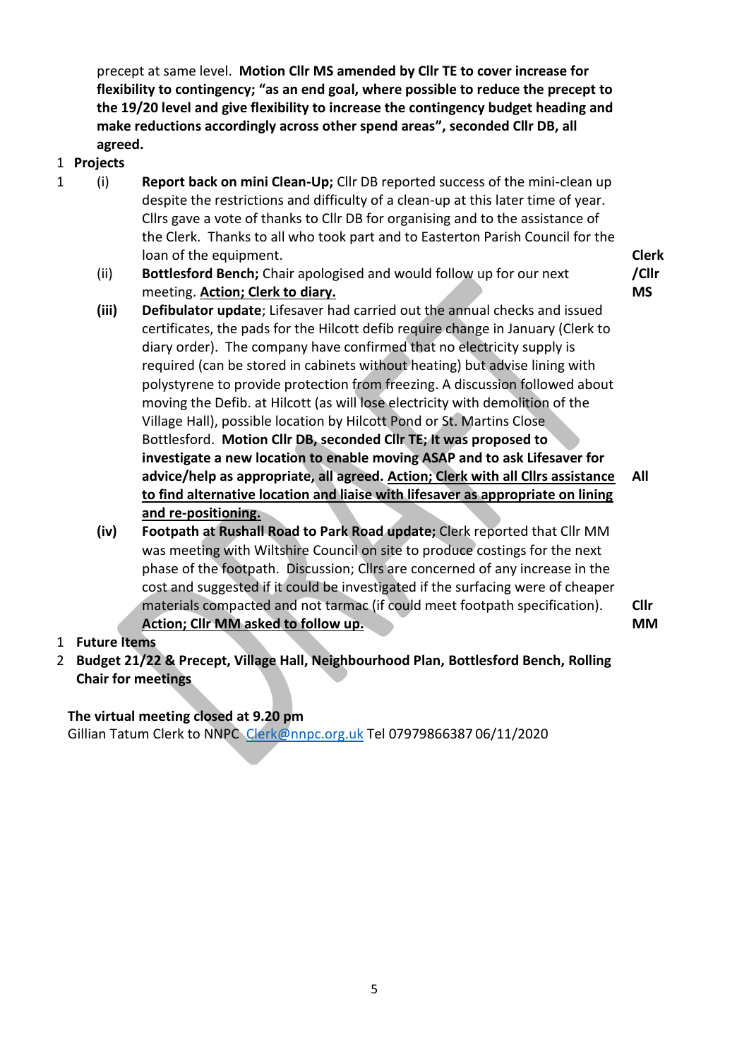precept at same level. **Motion Cllr MS amended by Cllr TE to cover increase for flexibility to contingency; "as an end goal, where possible to reduce the precept to the 19/20 level and give flexibility to increase the contingency budget heading and make reductions accordingly across other spend areas", seconded Cllr DB, all agreed.**

1 **Projects**

1 (i) **Report back on mini Clean-Up;** Cllr DB reported success of the mini-clean up despite the restrictions and difficulty of a clean-up at this later time of year. Cllrs gave a vote of thanks to Cllr DB for organising and to the assistance of the Clerk. Thanks to all who took part and to Easterton Parish Council for the loan of the equipment.

(ii) **Bottlesford Bench;** Chair apologised and would follow up for our next meeting. **Action; Clerk to diary.** — **Clerk /Cllr MS**

**(iii)** **Defibulator update**; Lifesaver had carried out the annual checks and issued certificates, the pads for the Hilcott defib require change in January (Clerk to diary order). The company have confirmed that no electricity supply is required (can be stored in cabinets without heating) but advise lining with polystyrene to provide protection from freezing. A discussion followed about moving the Defib. at Hilcott (as will lose electricity with demolition of the Village Hall), possible location by Hilcott Pond or St. Martins Close Bottlesford. **Motion Cllr DB, seconded Cllr TE; It was proposed to investigate a new location to enable moving ASAP and to ask Lifesaver for advice/help as appropriate, all agreed. Action; Clerk with all Cllrs assistance to find alternative location and liaise with lifesaver as appropriate on lining and re-positioning.** — **All**

**(iv)** **Footpath at Rushall Road to Park Road update;** Clerk reported that Cllr MM was meeting with Wiltshire Council on site to produce costings for the next phase of the footpath. Discussion; Cllrs are concerned of any increase in the cost and suggested if it could be investigated if the surfacing were of cheaper materials compacted and not tarmac (if could meet footpath specification). **Action; Cllr MM asked to follow up.** — **Cllr MM**

1 **Future Items**

2 **Budget 21/22 & Precept, Village Hall, Neighbourhood Plan, Bottlesford Bench, Rolling Chair for meetings**

**The virtual meeting closed at 9.20 pm**

Gillian Tatum Clerk to NNPC Clerk@nnpc.org.uk Tel 07979866387 06/11/2020